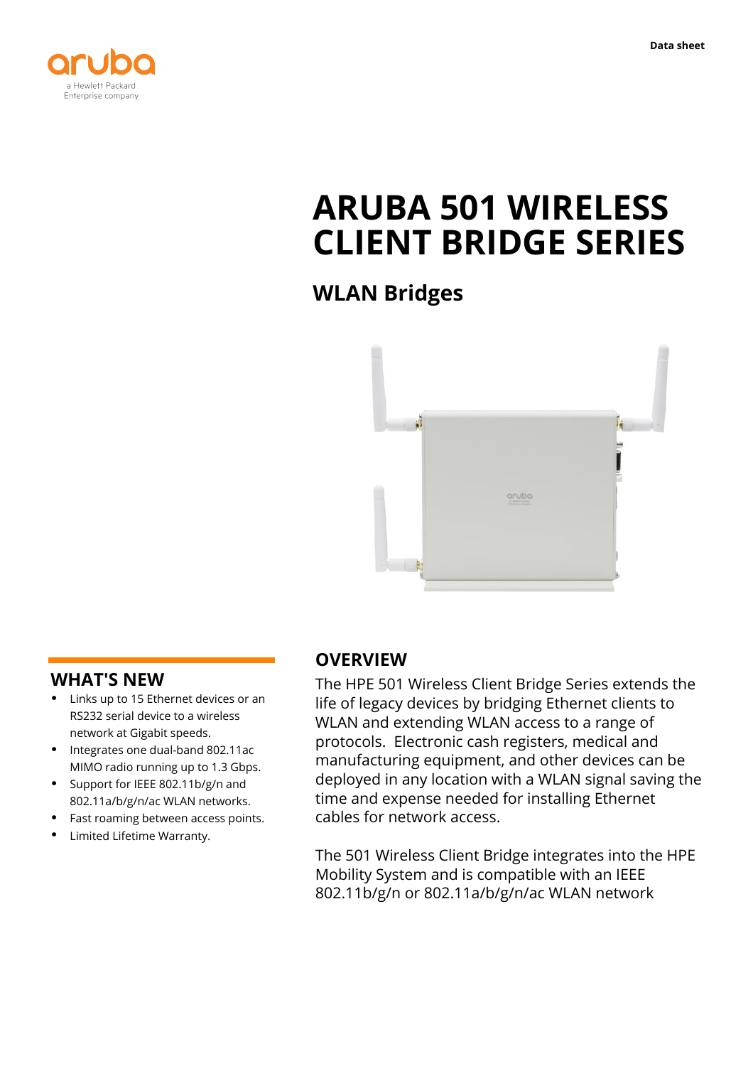Data sheet

# ARUBA 501 WIRELESS CLIENT BRIDGE SERIES

## WLAN Bridges

## WHAT'S NEW

- Links up to 15 Ethernet devices or an RS232 serial device to a wireless network at Gigabit speeds.
- Integrates one dual-band 802.11ac MIMO radio running up to 1.3 Gbps.
- Support for IEEE 802.11b/g/n and 802.11a/b/g/n/ac WLAN networks.
- Fast roaming between access points.
- Limited Lifetime Warranty.

## OVERVIEW

The HPE 501 Wireless Client Bridge Series extends the life of legacy devices by bridging Ethernet clients to WLAN and extending WLAN access to a range of protocols. Electronic cash registers, medical and manufacturing equipment, and other devices can be deployed in any location with a WLAN signal saving the time and expense needed for installing Ethernet cables for network access.

The 501 Wireless Client Bridge integrates into the HPE Mobility System and is compatible with an IEEE 802.11b/g/n or 802.11a/b/g/n/ac WLAN network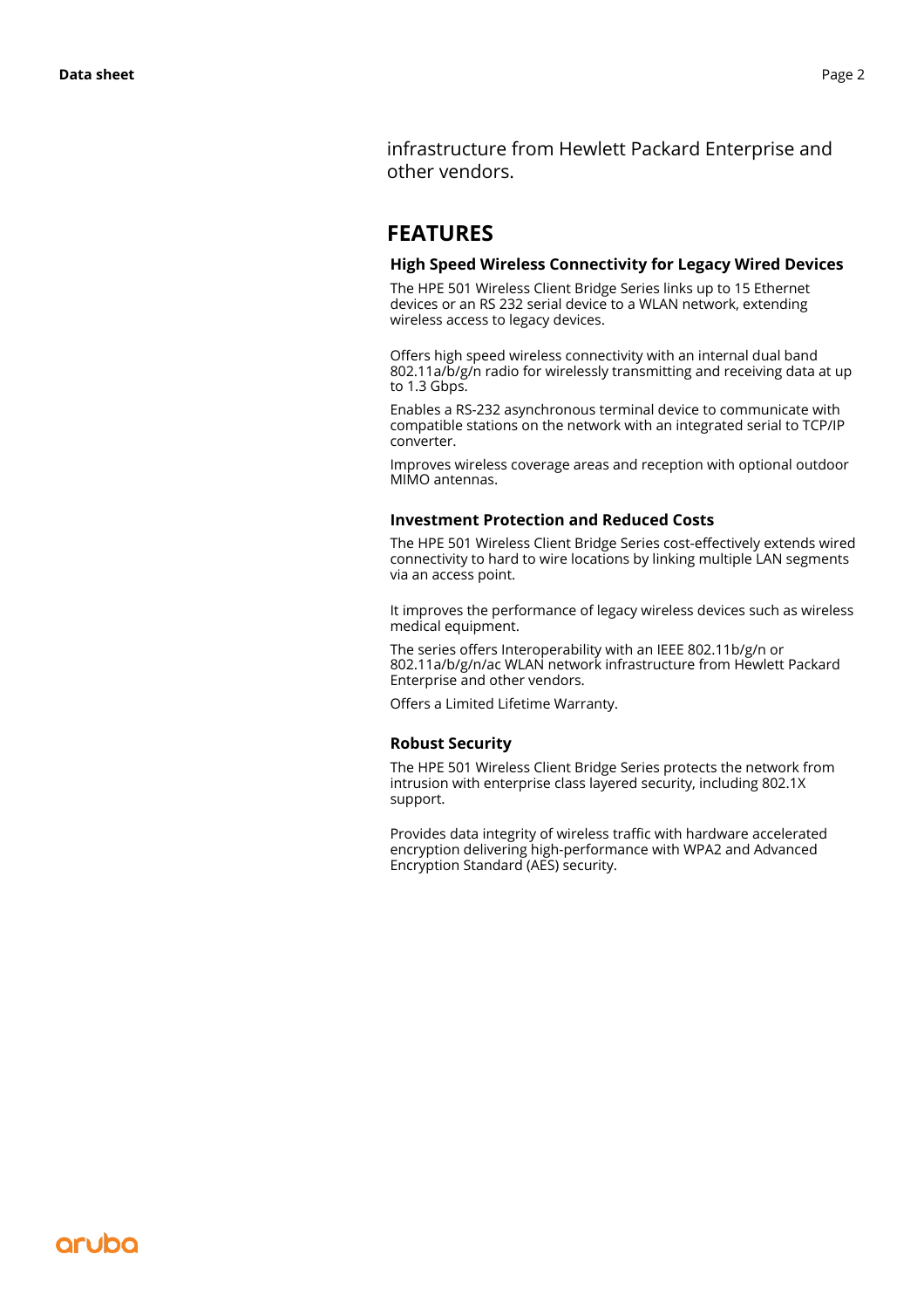infrastructure from Hewlett Packard Enterprise and other vendors.

## FEATURES

### High Speed Wireless Connectivity for Legacy Wired Devices

The HPE 501 Wireless Client Bridge Series links up to 15 Ethernet devices or an RS 232 serial device to a WLAN network, extending wireless access to legacy devices.

Offers high speed wireless connectivity with an internal dual band 802.11a/b/g/n radio for wirelessly transmitting and receiving data at up to 1.3 Gbps.

Enables a RS-232 asynchronous terminal device to communicate with compatible stations on the network with an integrated serial to TCP/IP converter.

Improves wireless coverage areas and reception with optional outdoor MIMO antennas.

### Investment Protection and Reduced Costs

The HPE 501 Wireless Client Bridge Series cost-effectively extends wired connectivity to hard to wire locations by linking multiple LAN segments via an access point.

It improves the performance of legacy wireless devices such as wireless medical equipment.

The series offers Interoperability with an IEEE 802.11b/g/n or 802.11a/b/g/n/ac WLAN network infrastructure from Hewlett Packard Enterprise and other vendors.

Offers a Limited Lifetime Warranty.

### Robust Security

The HPE 501 Wireless Client Bridge Series protects the network from intrusion with enterprise class layered security, including 802.1X support.

Provides data integrity of wireless traffic with hardware accelerated encryption delivering high-performance with WPA2 and Advanced Encryption Standard (AES) security.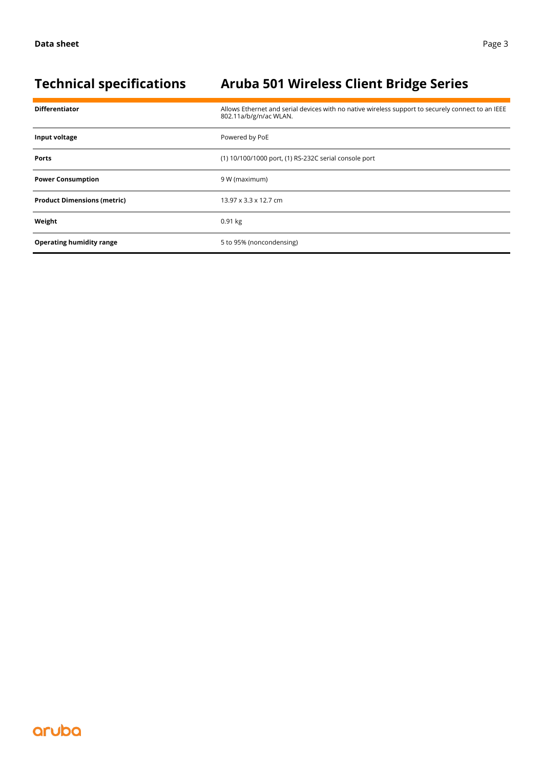## Technical specifications

| | Aruba 501 Wireless Client Bridge Series |
|---|---|
| **Differentiator** | Allows Ethernet and serial devices with no native wireless support to securely connect to an IEEE 802.11a/b/g/n/ac WLAN. |
| **Input voltage** | Powered by PoE |
| **Ports** | (1) 10/100/1000 port, (1) RS-232C serial console port |
| **Power Consumption** | 9 W (maximum) |
| **Product Dimensions (metric)** | 13.97 x 3.3 x 12.7 cm |
| **Weight** | 0.91 kg |
| **Operating humidity range** | 5 to 95% (noncondensing) |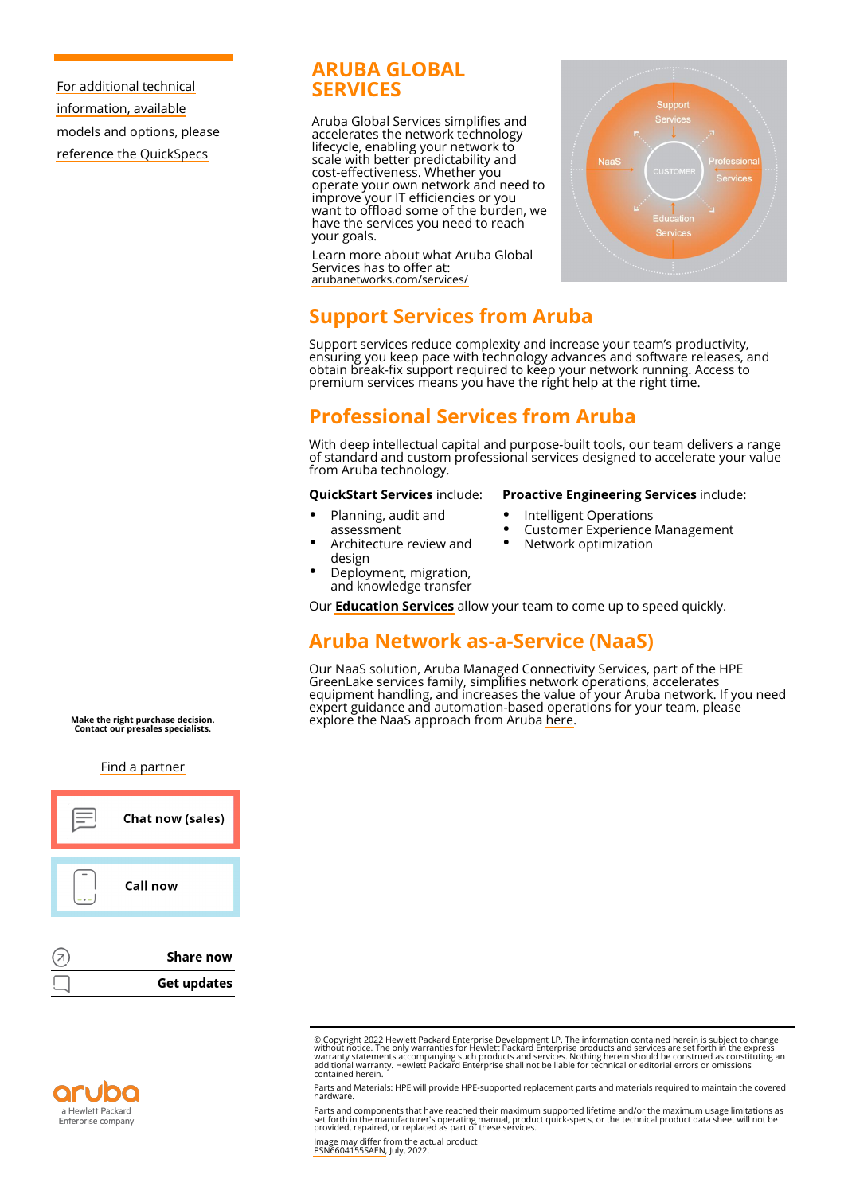For additional technical information, available models and options, please reference the QuickSpecs

## ARUBA GLOBAL SERVICES

Aruba Global Services simplifies and accelerates the network technology lifecycle, enabling your network to scale with better predictability and cost-effectiveness. Whether you operate your own network and need to improve your IT efficiencies or you want to offload some of the burden, we have the services you need to reach your goals.

Learn more about what Aruba Global Services has to offer at: arubanetworks.com/services/

Support Services
NaaS
CUSTOMER
Professional Services
Education Services

## Support Services from Aruba

Support services reduce complexity and increase your team's productivity, ensuring you keep pace with technology advances and software releases, and obtain break-fix support required to keep your network running. Access to premium services means you have the right help at the right time.

## Professional Services from Aruba

With deep intellectual capital and purpose-built tools, our team delivers a range of standard and custom professional services designed to accelerate your value from Aruba technology.

**QuickStart Services** include:

- Planning, audit and assessment
- Architecture review and design
- Deployment, migration, and knowledge transfer

**Proactive Engineering Services** include:

- Intelligent Operations
- Customer Experience Management
- Network optimization

Our **Education Services** allow your team to come up to speed quickly.

## Aruba Network as-a-Service (NaaS)

Our NaaS solution, Aruba Managed Connectivity Services, part of the HPE GreenLake services family, simplifies network operations, accelerates equipment handling, and increases the value of your Aruba network. If you need expert guidance and automation-based operations for your team, please explore the NaaS approach from Aruba here.

**Make the right purchase decision. Contact our presales specialists.**

Find a partner

**Chat now (sales)**

**Call now**

**Share now**

**Get updates**

© Copyright 2022 Hewlett Packard Enterprise Development LP. The information contained herein is subject to change without notice. The only warranties for Hewlett Packard Enterprise products and services are set forth in the express warranty statements accompanying such products and services. Nothing herein should be construed as constituting an additional warranty. Hewlett Packard Enterprise shall not be liable for technical or editorial errors or omissions contained herein.

Parts and Materials: HPE will provide HPE-supported replacement parts and materials required to maintain the covered hardware.

Parts and components that have reached their maximum supported lifetime and/or the maximum usage limitations as set forth in the manufacturer's operating manual, product quick-specs, or the technical product data sheet will not be provided, repaired, or replaced as part of these services.

Image may differ from the actual product
PSN6604155SAEN, July, 2022.

aruba
a Hewlett Packard Enterprise company